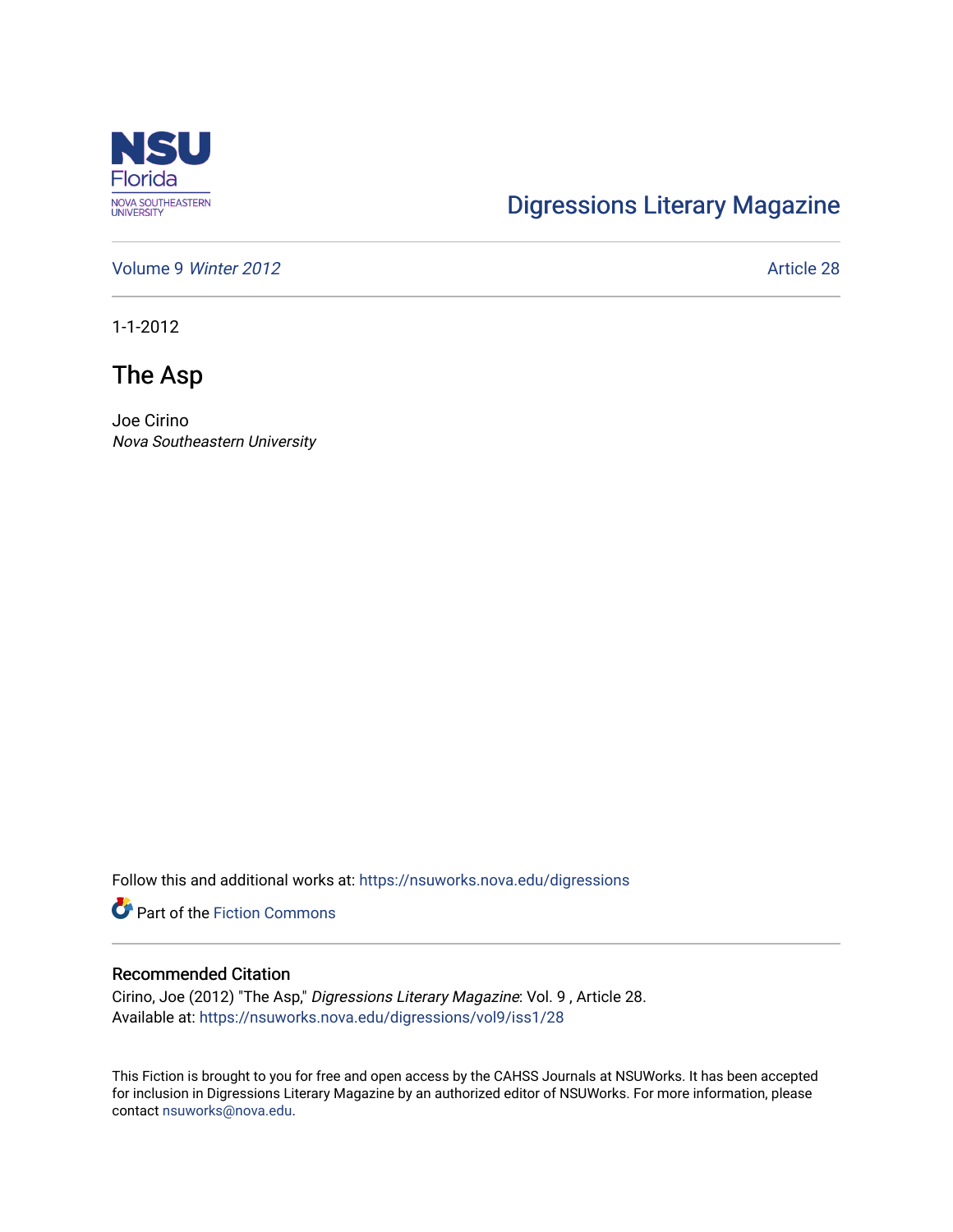Digressions Literary Magazine

Volume 9 *Winter 2012*

Article 28

1-1-2012

# The Asp

Joe Cirino
*Nova Southeastern University*

Follow this and additional works at: https://nsuworks.nova.edu/digressions

Part of the Fiction Commons

## Recommended Citation

Cirino, Joe (2012) "The Asp," *Digressions Literary Magazine*: Vol. 9 , Article 28.
Available at: https://nsuworks.nova.edu/digressions/vol9/iss1/28

This Fiction is brought to you for free and open access by the CAHSS Journals at NSUWorks. It has been accepted for inclusion in Digressions Literary Magazine by an authorized editor of NSUWorks. For more information, please contact nsuworks@nova.edu.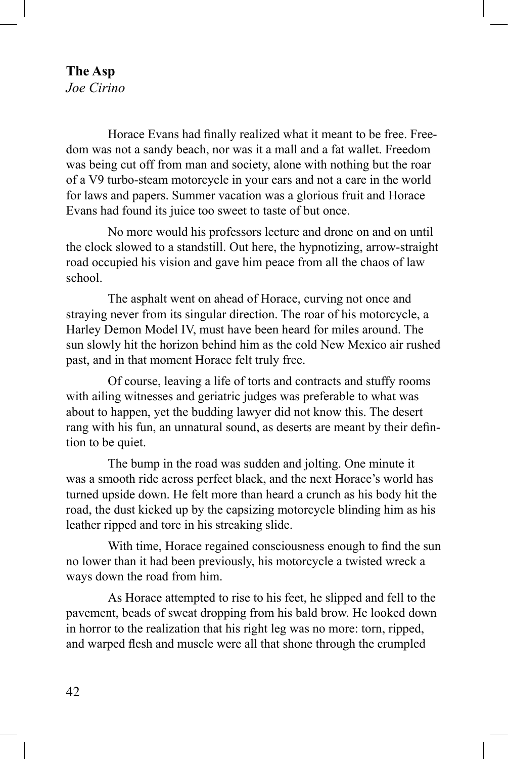**The Asp**
*Joe Cirino*

Horace Evans had finally realized what it meant to be free. Freedom was not a sandy beach, nor was it a mall and a fat wallet. Freedom was being cut off from man and society, alone with nothing but the roar of a V9 turbo-steam motorcycle in your ears and not a care in the world for laws and papers. Summer vacation was a glorious fruit and Horace Evans had found its juice too sweet to taste of but once.

No more would his professors lecture and drone on and on until the clock slowed to a standstill. Out here, the hypnotizing, arrow-straight road occupied his vision and gave him peace from all the chaos of law school.

The asphalt went on ahead of Horace, curving not once and straying never from its singular direction. The roar of his motorcycle, a Harley Demon Model IV, must have been heard for miles around. The sun slowly hit the horizon behind him as the cold New Mexico air rushed past, and in that moment Horace felt truly free.

Of course, leaving a life of torts and contracts and stuffy rooms with ailing witnesses and geriatric judges was preferable to what was about to happen, yet the budding lawyer did not know this. The desert rang with his fun, an unnatural sound, as deserts are meant by their defintion to be quiet.

The bump in the road was sudden and jolting. One minute it was a smooth ride across perfect black, and the next Horace's world has turned upside down. He felt more than heard a crunch as his body hit the road, the dust kicked up by the capsizing motorcycle blinding him as his leather ripped and tore in his streaking slide.

With time, Horace regained consciousness enough to find the sun no lower than it had been previously, his motorcycle a twisted wreck a ways down the road from him.

As Horace attempted to rise to his feet, he slipped and fell to the pavement, beads of sweat dropping from his bald brow. He looked down in horror to the realization that his right leg was no more: torn, ripped, and warped flesh and muscle were all that shone through the crumpled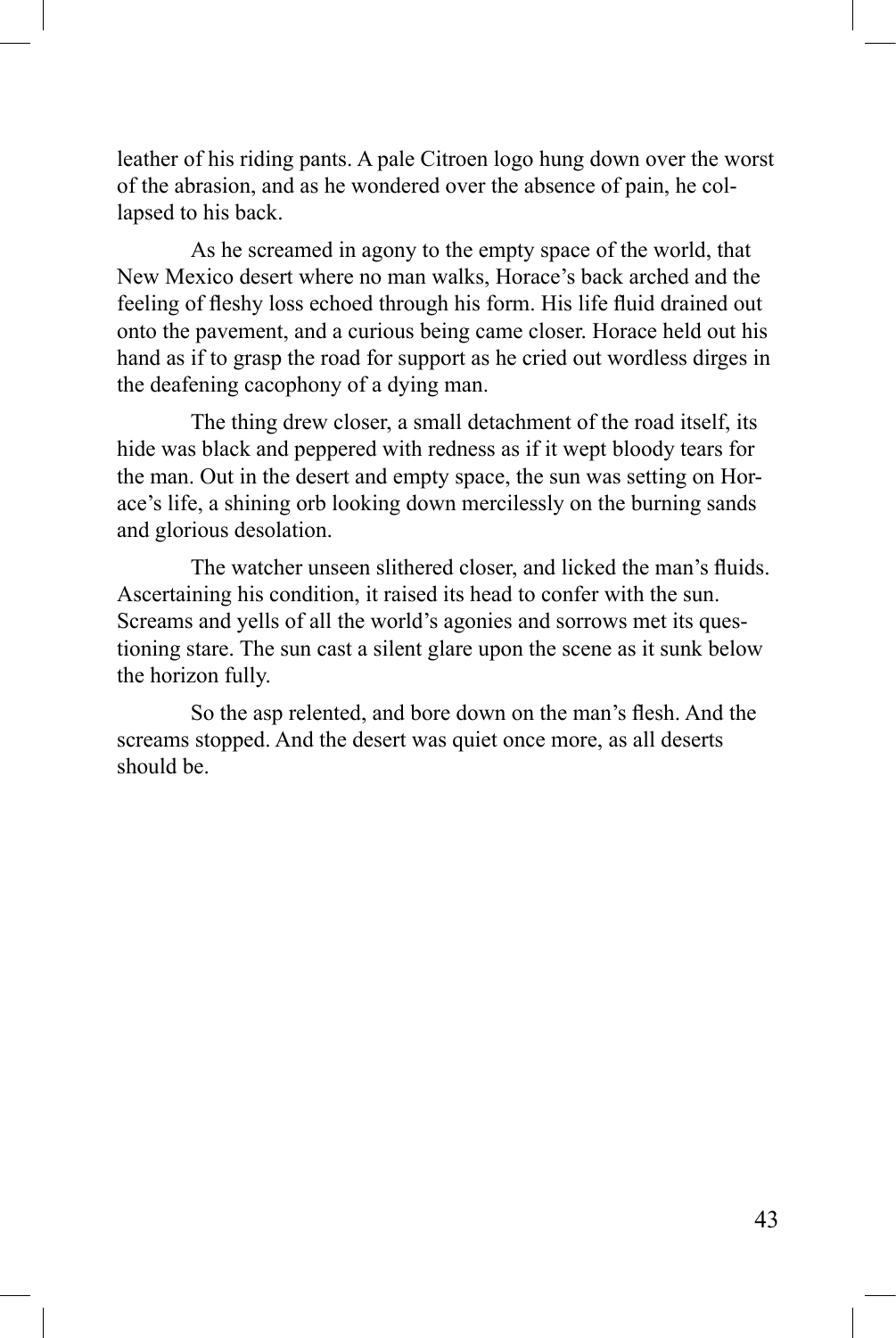leather of his riding pants. A pale Citroen logo hung down over the worst of the abrasion, and as he wondered over the absence of pain, he collapsed to his back.

As he screamed in agony to the empty space of the world, that New Mexico desert where no man walks, Horace's back arched and the feeling of fleshy loss echoed through his form. His life fluid drained out onto the pavement, and a curious being came closer. Horace held out his hand as if to grasp the road for support as he cried out wordless dirges in the deafening cacophony of a dying man.

The thing drew closer, a small detachment of the road itself, its hide was black and peppered with redness as if it wept bloody tears for the man. Out in the desert and empty space, the sun was setting on Horace's life, a shining orb looking down mercilessly on the burning sands and glorious desolation.

The watcher unseen slithered closer, and licked the man's fluids. Ascertaining his condition, it raised its head to confer with the sun. Screams and yells of all the world's agonies and sorrows met its questioning stare. The sun cast a silent glare upon the scene as it sunk below the horizon fully.

So the asp relented, and bore down on the man's flesh. And the screams stopped. And the desert was quiet once more, as all deserts should be.